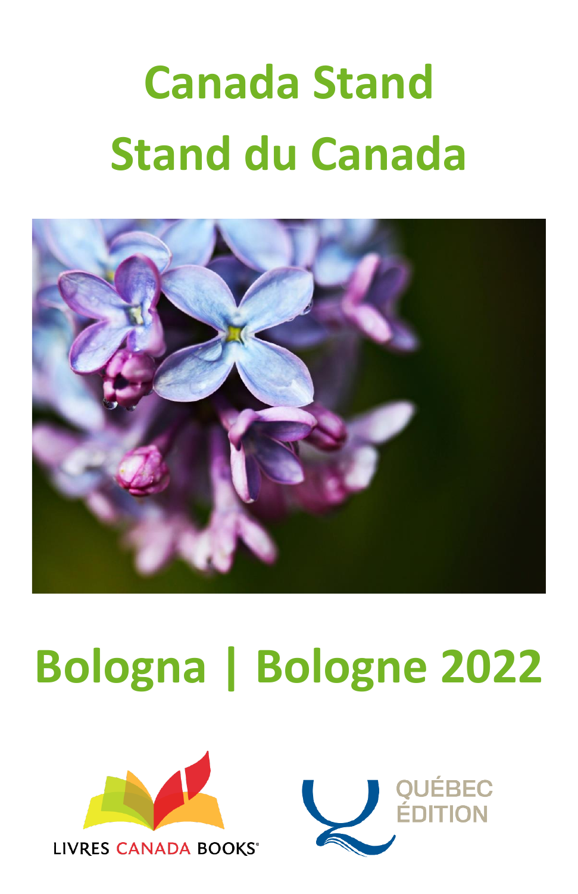# Canada Stand
# Stand du Canada

# Bologna | Bologne 2022

LIVRES CANADA BOOKS

QUÉBEC ÉDITION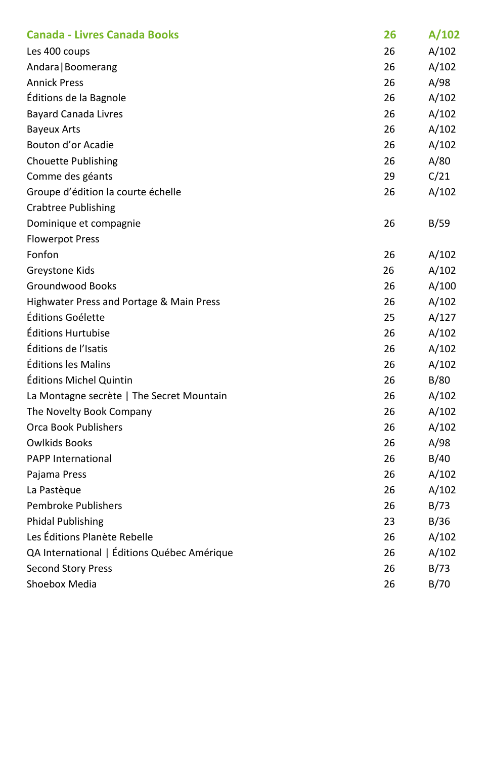| Canada - Livres Canada Books | 26 | A/102 |
|---|---|---|
| Les 400 coups | 26 | A/102 |
| Andara\|Boomerang | 26 | A/102 |
| Annick Press | 26 | A/98 |
| Éditions de la Bagnole | 26 | A/102 |
| Bayard Canada Livres | 26 | A/102 |
| Bayeux Arts | 26 | A/102 |
| Bouton d'or Acadie | 26 | A/102 |
| Chouette Publishing | 26 | A/80 |
| Comme des géants | 29 | C/21 |
| Groupe d'édition la courte échelle | 26 | A/102 |
| Crabtree Publishing | | |
| Dominique et compagnie | 26 | B/59 |
| Flowerpot Press | | |
| Fonfon | 26 | A/102 |
| Greystone Kids | 26 | A/102 |
| Groundwood Books | 26 | A/100 |
| Highwater Press and Portage & Main Press | 26 | A/102 |
| Éditions Goélette | 25 | A/127 |
| Éditions Hurtubise | 26 | A/102 |
| Éditions de l'Isatis | 26 | A/102 |
| Éditions les Malins | 26 | A/102 |
| Éditions Michel Quintin | 26 | B/80 |
| La Montagne secrète \| The Secret Mountain | 26 | A/102 |
| The Novelty Book Company | 26 | A/102 |
| Orca Book Publishers | 26 | A/102 |
| Owlkids Books | 26 | A/98 |
| PAPP International | 26 | B/40 |
| Pajama Press | 26 | A/102 |
| La Pastèque | 26 | A/102 |
| Pembroke Publishers | 26 | B/73 |
| Phidal Publishing | 23 | B/36 |
| Les Éditions Planète Rebelle | 26 | A/102 |
| QA International \| Éditions Québec Amérique | 26 | A/102 |
| Second Story Press | 26 | B/73 |
| Shoebox Media | 26 | B/70 |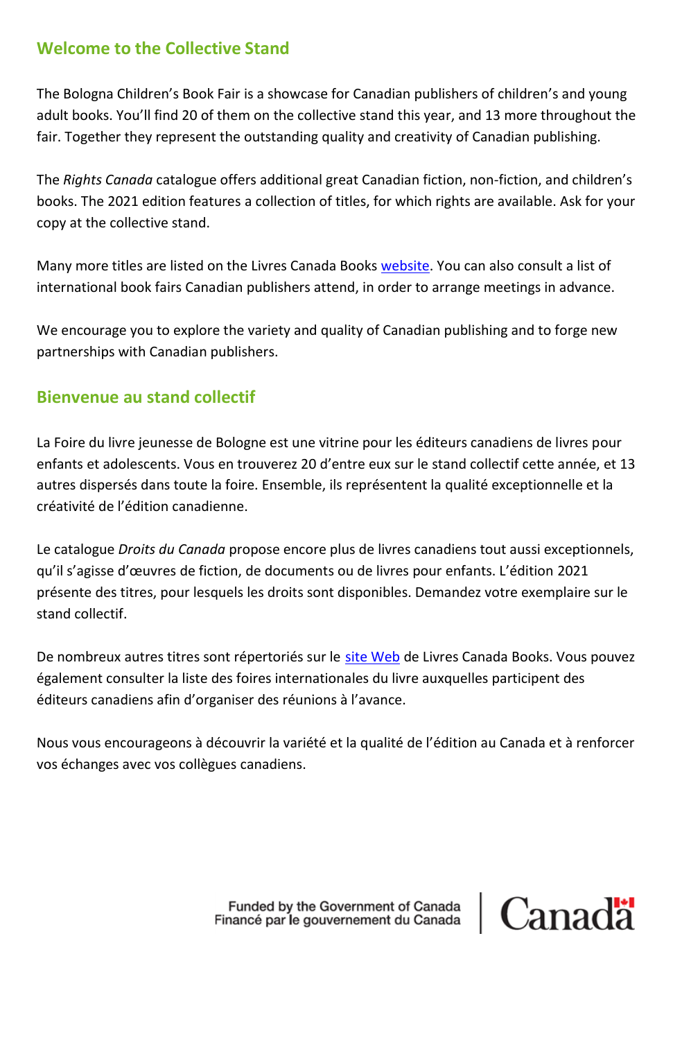## Welcome to the Collective Stand

The Bologna Children's Book Fair is a showcase for Canadian publishers of children's and young adult books. You'll find 20 of them on the collective stand this year, and 13 more throughout the fair. Together they represent the outstanding quality and creativity of Canadian publishing.

The *Rights Canada* catalogue offers additional great Canadian fiction, non-fiction, and children's books. The 2021 edition features a collection of titles, for which rights are available. Ask for your copy at the collective stand.

Many more titles are listed on the Livres Canada Books website. You can also consult a list of international book fairs Canadian publishers attend, in order to arrange meetings in advance.

We encourage you to explore the variety and quality of Canadian publishing and to forge new partnerships with Canadian publishers.

## Bienvenue au stand collectif

La Foire du livre jeunesse de Bologne est une vitrine pour les éditeurs canadiens de livres pour enfants et adolescents. Vous en trouverez 20 d'entre eux sur le stand collectif cette année, et 13 autres dispersés dans toute la foire. Ensemble, ils représentent la qualité exceptionnelle et la créativité de l'édition canadienne.

Le catalogue *Droits du Canada* propose encore plus de livres canadiens tout aussi exceptionnels, qu'il s'agisse d'œuvres de fiction, de documents ou de livres pour enfants. L'édition 2021 présente des titres, pour lesquels les droits sont disponibles. Demandez votre exemplaire sur le stand collectif.

De nombreux autres titres sont répertoriés sur le site Web de Livres Canada Books. Vous pouvez également consulter la liste des foires internationales du livre auxquelles participent des éditeurs canadiens afin d'organiser des réunions à l'avance.

Nous vous encourageons à découvrir la variété et la qualité de l'édition au Canada et à renforcer vos échanges avec vos collègues canadiens.

Funded by the Government of Canada
Financé par le gouvernement du Canada

Canada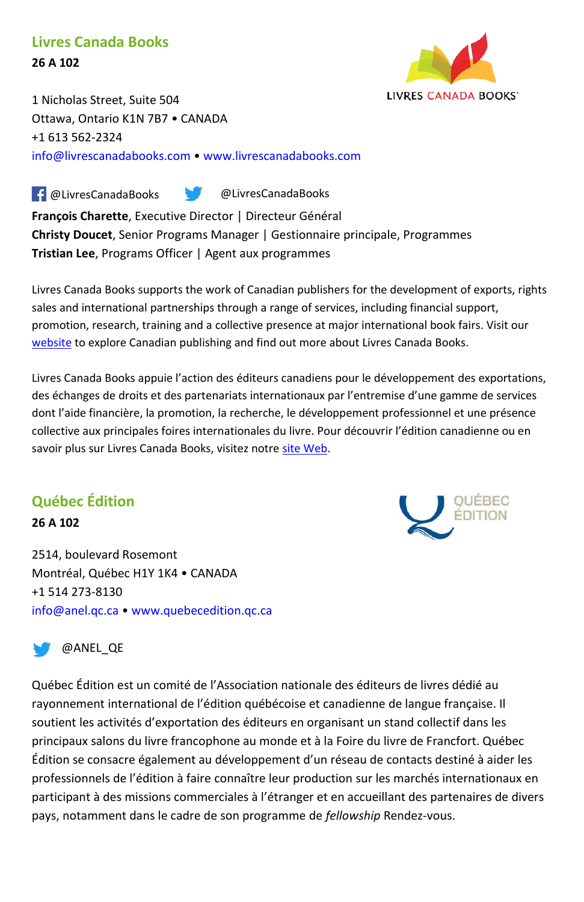## Livres Canada Books

**26 A 102**

1 Nicholas Street, Suite 504
Ottawa, Ontario K1N 7B7 • CANADA
+1 613 562-2324
info@livrescanadabooks.com • www.livrescanadabooks.com

@LivresCanadaBooks @LivresCanadaBooks

**François Charette**, Executive Director | Directeur Général
**Christy Doucet**, Senior Programs Manager | Gestionnaire principale, Programmes
**Tristian Lee**, Programs Officer | Agent aux programmes

Livres Canada Books supports the work of Canadian publishers for the development of exports, rights sales and international partnerships through a range of services, including financial support, promotion, research, training and a collective presence at major international book fairs. Visit our website to explore Canadian publishing and find out more about Livres Canada Books.

Livres Canada Books appuie l'action des éditeurs canadiens pour le développement des exportations, des échanges de droits et des partenariats internationaux par l'entremise d'une gamme de services dont l'aide financière, la promotion, la recherche, le développement professionnel et une présence collective aux principales foires internationales du livre. Pour découvrir l'édition canadienne ou en savoir plus sur Livres Canada Books, visitez notre site Web.

## Québec Édition

**26 A 102**

2514, boulevard Rosemont
Montréal, Québec H1Y 1K4 • CANADA
+1 514 273-8130
info@anel.qc.ca • www.quebecedition.qc.ca

@ANEL_QE

Québec Édition est un comité de l'Association nationale des éditeurs de livres dédié au rayonnement international de l'édition québécoise et canadienne de langue française. Il soutient les activités d'exportation des éditeurs en organisant un stand collectif dans les principaux salons du livre francophone au monde et à la Foire du livre de Francfort. Québec Édition se consacre également au développement d'un réseau de contacts destiné à aider les professionnels de l'édition à faire connaître leur production sur les marchés internationaux en participant à des missions commerciales à l'étranger et en accueillant des partenaires de divers pays, notamment dans le cadre de son programme de *fellowship* Rendez-vous.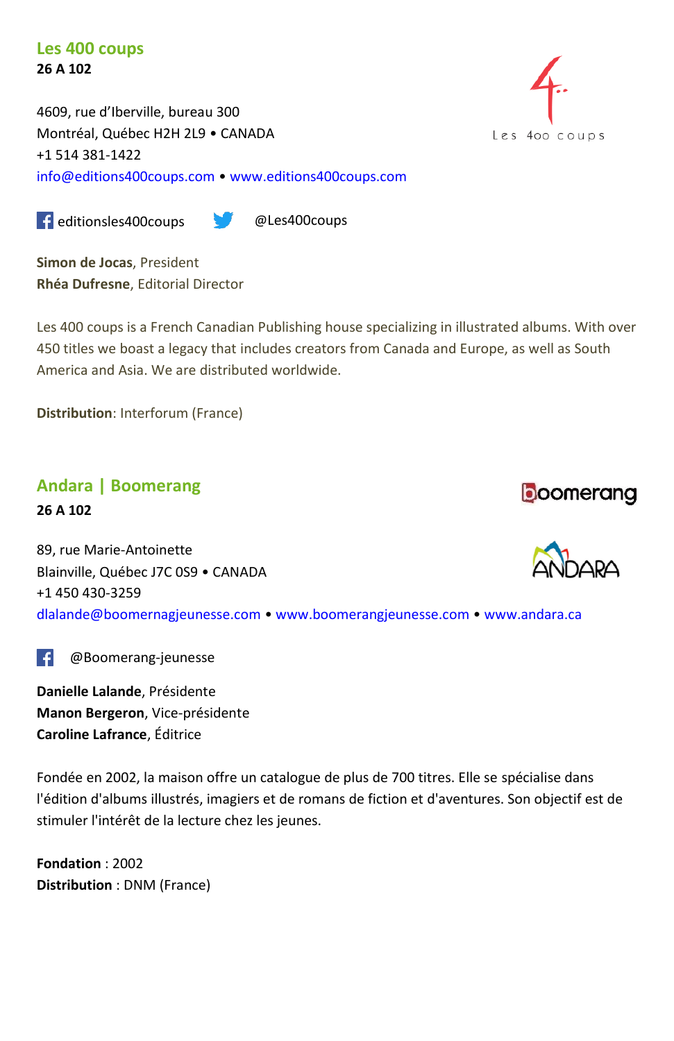## Les 400 coups

**26 A 102**

4609, rue d'Iberville, bureau 300
Montréal, Québec H2H 2L9 • CANADA
+1 514 381-1422
info@editions400coups.com • www.editions400coups.com

editionsles400coups @Les400coups

**Simon de Jocas**, President
**Rhéa Dufresne**, Editorial Director

Les 400 coups is a French Canadian Publishing house specializing in illustrated albums. With over 450 titles we boast a legacy that includes creators from Canada and Europe, as well as South America and Asia. We are distributed worldwide.

**Distribution**: Interforum (France)

## Andara | Boomerang

**26 A 102**

89, rue Marie-Antoinette
Blainville, Québec J7C 0S9 • CANADA
+1 450 430-3259
dlalande@boomernagjeunesse.com • www.boomerangjeunesse.com • www.andara.ca

@Boomerang-jeunesse

**Danielle Lalande**, Présidente
**Manon Bergeron**, Vice-présidente
**Caroline Lafrance**, Éditrice

Fondée en 2002, la maison offre un catalogue de plus de 700 titres. Elle se spécialise dans l'édition d'albums illustrés, imagiers et de romans de fiction et d'aventures. Son objectif est de stimuler l'intérêt de la lecture chez les jeunes.

**Fondation** : 2002
**Distribution** : DNM (France)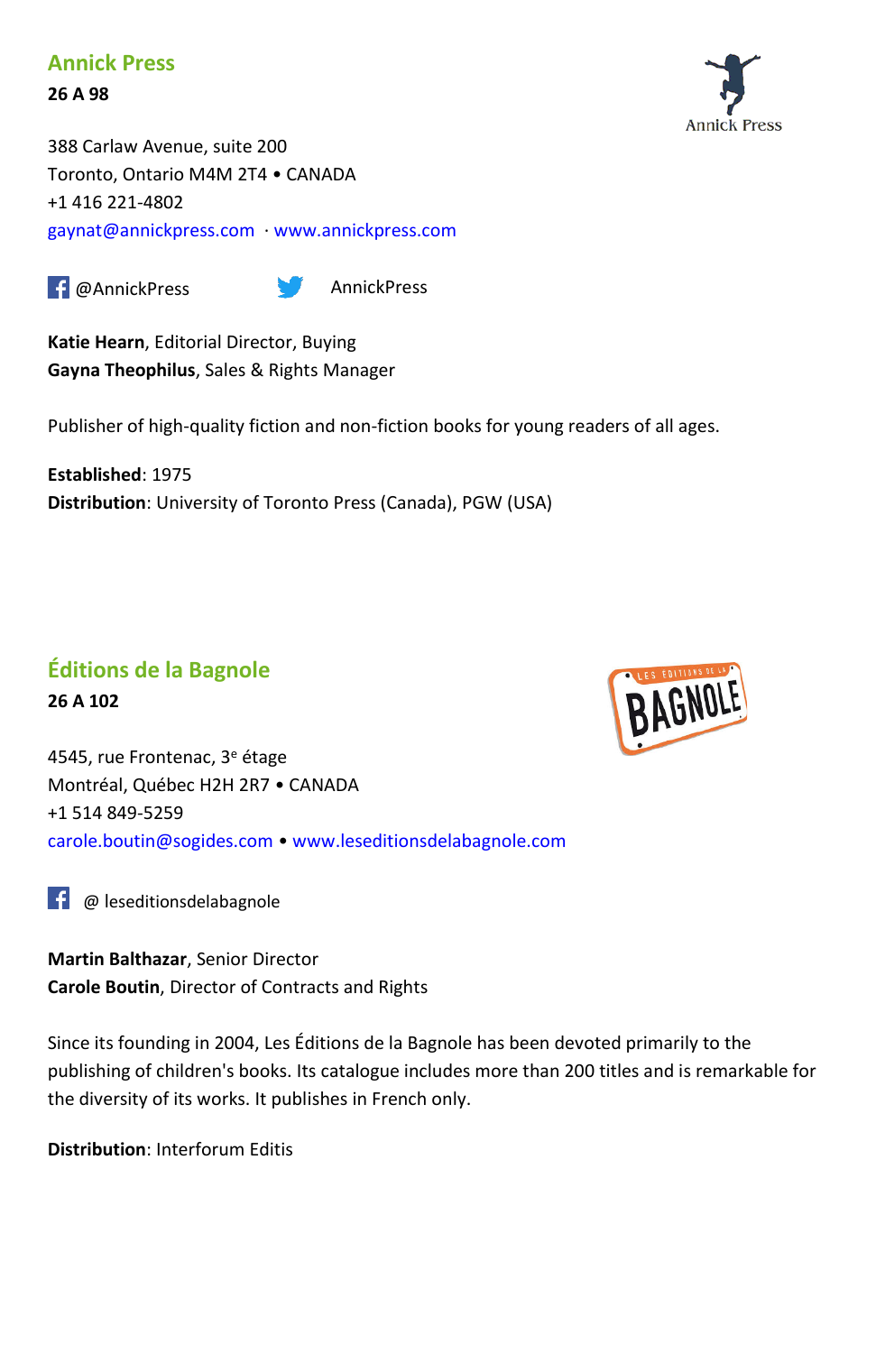## Annick Press

**26 A 98**

388 Carlaw Avenue, suite 200
Toronto, Ontario M4M 2T4 • CANADA
+1 416 221-4802
gaynat@annickpress.com · www.annickpress.com

@AnnickPress AnnickPress

**Katie Hearn**, Editorial Director, Buying
**Gayna Theophilus**, Sales & Rights Manager

Publisher of high-quality fiction and non-fiction books for young readers of all ages.

**Established**: 1975
**Distribution**: University of Toronto Press (Canada), PGW (USA)

## Éditions de la Bagnole

**26 A 102**

4545, rue Frontenac, 3e étage
Montréal, Québec H2H 2R7 • CANADA
+1 514 849-5259
carole.boutin@sogides.com • www.leseditionsdelabagnole.com

@ leseditionsdelabagnole

**Martin Balthazar**, Senior Director
**Carole Boutin**, Director of Contracts and Rights

Since its founding in 2004, Les Éditions de la Bagnole has been devoted primarily to the publishing of children's books. Its catalogue includes more than 200 titles and is remarkable for the diversity of its works. It publishes in French only.

**Distribution**: Interforum Editis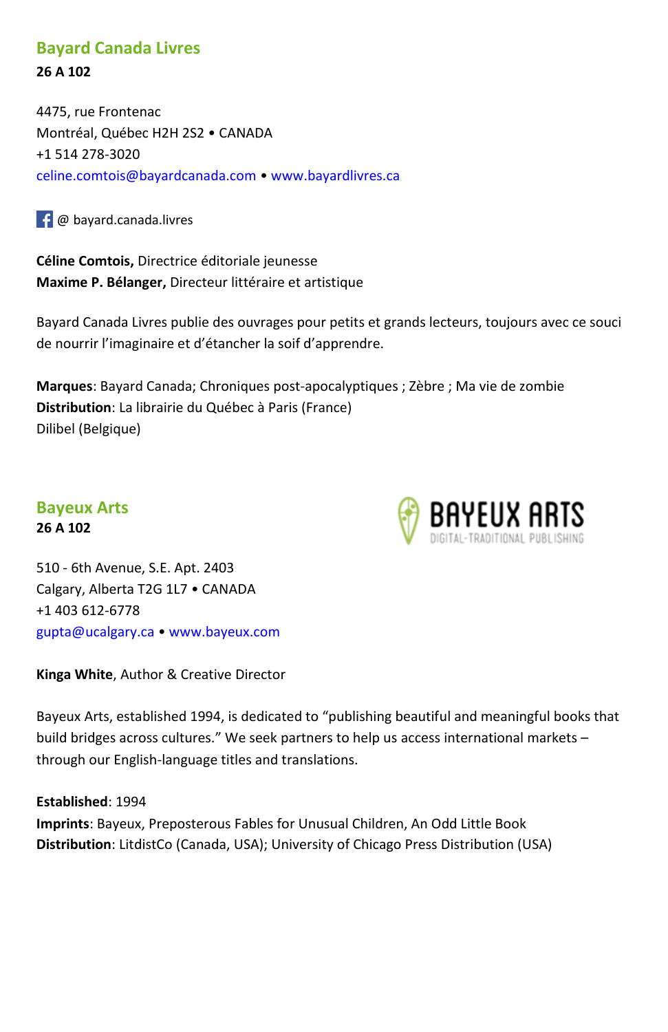## Bayard Canada Livres

**26 A 102**

4475, rue Frontenac
Montréal, Québec H2H 2S2 • CANADA
+1 514 278-3020
celine.comtois@bayardcanada.com • www.bayardlivres.ca

@ bayard.canada.livres

**Céline Comtois,** Directrice éditoriale jeunesse
**Maxime P. Bélanger,** Directeur littéraire et artistique

Bayard Canada Livres publie des ouvrages pour petits et grands lecteurs, toujours avec ce souci de nourrir l'imaginaire et d'étancher la soif d'apprendre.

**Marques**: Bayard Canada; Chroniques post-apocalyptiques ; Zèbre ; Ma vie de zombie
**Distribution**: La librairie du Québec à Paris (France)
Dilibel (Belgique)

## Bayeux Arts

**26 A 102**

510 - 6th Avenue, S.E. Apt. 2403
Calgary, Alberta T2G 1L7 • CANADA
+1 403 612-6778
gupta@ucalgary.ca • www.bayeux.com

**Kinga White**, Author & Creative Director

Bayeux Arts, established 1994, is dedicated to "publishing beautiful and meaningful books that build bridges across cultures." We seek partners to help us access international markets – through our English-language titles and translations.

**Established**: 1994
**Imprints**: Bayeux, Preposterous Fables for Unusual Children, An Odd Little Book
**Distribution**: LitdistCo (Canada, USA); University of Chicago Press Distribution (USA)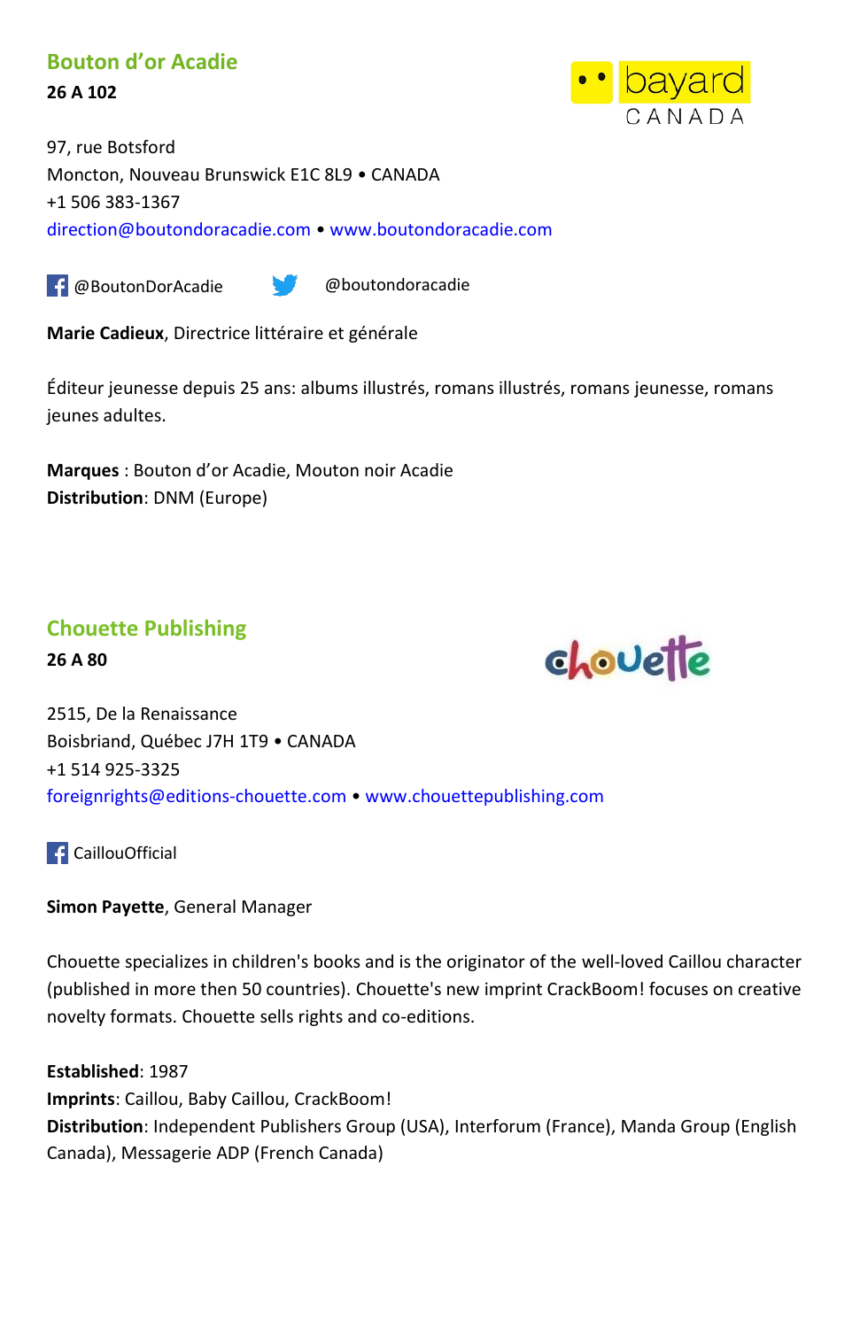## Bouton d'or Acadie

**26 A 102**

97, rue Botsford
Moncton, Nouveau Brunswick E1C 8L9 • CANADA
+1 506 383-1367
direction@boutondoracadie.com • www.boutondoracadie.com

@BoutonDorAcadie @boutondoracadie

**Marie Cadieux**, Directrice littéraire et générale

Éditeur jeunesse depuis 25 ans: albums illustrés, romans illustrés, romans jeunesse, romans jeunes adultes.

**Marques** : Bouton d'or Acadie, Mouton noir Acadie
**Distribution**: DNM (Europe)

## Chouette Publishing

**26 A 80**

2515, De la Renaissance
Boisbriand, Québec J7H 1T9 • CANADA
+1 514 925-3325
foreignrights@editions-chouette.com • www.chouettepublishing.com

CaillouOfficial

**Simon Payette**, General Manager

Chouette specializes in children's books and is the originator of the well-loved Caillou character (published in more then 50 countries). Chouette's new imprint CrackBoom! focuses on creative novelty formats. Chouette sells rights and co-editions.

**Established**: 1987
**Imprints**: Caillou, Baby Caillou, CrackBoom!
**Distribution**: Independent Publishers Group (USA), Interforum (France), Manda Group (English Canada), Messagerie ADP (French Canada)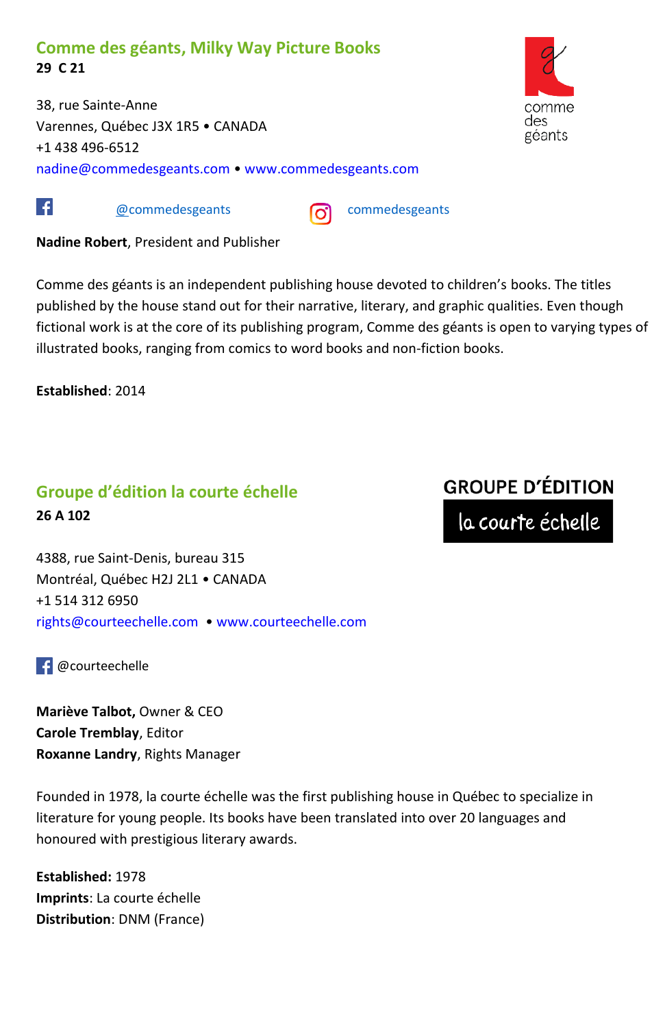## Comme des géants, Milky Way Picture Books

**29 C 21**

38, rue Sainte-Anne
Varennes, Québec J3X 1R5 • CANADA
+1 438 496-6512
nadine@commedesgeants.com • www.commedesgeants.com

@commedesgeants commedesgeants

**Nadine Robert**, President and Publisher

Comme des géants is an independent publishing house devoted to children's books. The titles published by the house stand out for their narrative, literary, and graphic qualities. Even though fictional work is at the core of its publishing program, Comme des géants is open to varying types of illustrated books, ranging from comics to word books and non-fiction books.

**Established**: 2014

## Groupe d'édition la courte échelle

**26 A 102**

4388, rue Saint-Denis, bureau 315
Montréal, Québec H2J 2L1 • CANADA
+1 514 312 6950
rights@courteechelle.com • www.courteechelle.com

@courteechelle

**Mariève Talbot,** Owner & CEO
**Carole Tremblay**, Editor
**Roxanne Landry**, Rights Manager

Founded in 1978, la courte échelle was the first publishing house in Québec to specialize in literature for young people. Its books have been translated into over 20 languages and honoured with prestigious literary awards.

**Established:** 1978
**Imprints**: La courte échelle
**Distribution**: DNM (France)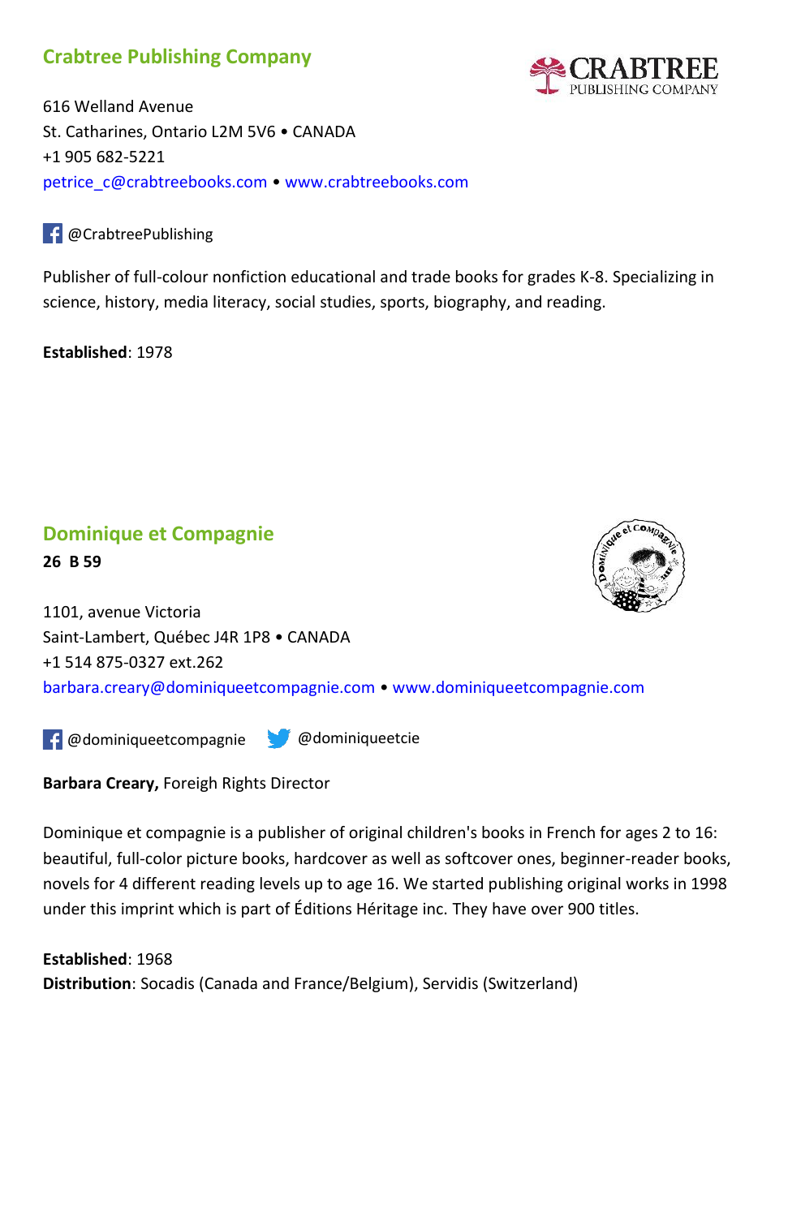## Crabtree Publishing Company

616 Welland Avenue
St. Catharines, Ontario L2M 5V6 • CANADA
+1 905 682-5221
petrice_c@crabtreebooks.com • www.crabtreebooks.com

@CrabtreePublishing

Publisher of full-colour nonfiction educational and trade books for grades K-8. Specializing in science, history, media literacy, social studies, sports, biography, and reading.

**Established**: 1978

## Dominique et Compagnie

**26 B 59**

1101, avenue Victoria
Saint-Lambert, Québec J4R 1P8 • CANADA
+1 514 875-0327 ext.262
barbara.creary@dominiqueetcompagnie.com • www.dominiqueetcompagnie.com

@dominiqueetcompagnie @dominiqueetcie

**Barbara Creary,** Foreign Rights Director

Dominique et compagnie is a publisher of original children's books in French for ages 2 to 16: beautiful, full-color picture books, hardcover as well as softcover ones, beginner-reader books, novels for 4 different reading levels up to age 16. We started publishing original works in 1998 under this imprint which is part of Éditions Héritage inc. They have over 900 titles.

**Established**: 1968
**Distribution**: Socadis (Canada and France/Belgium), Servidis (Switzerland)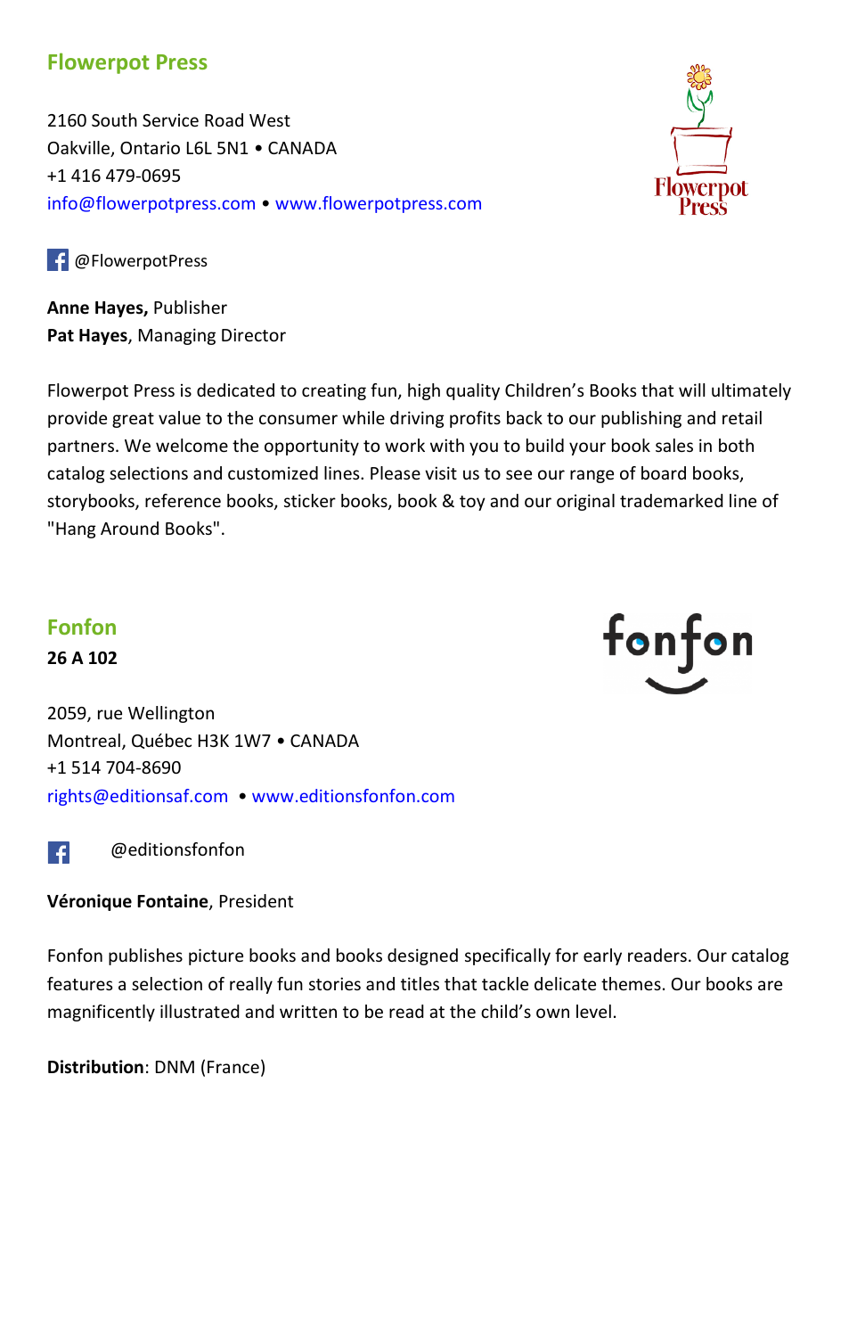## Flowerpot Press

2160 South Service Road West
Oakville, Ontario L6L 5N1 • CANADA
+1 416 479-0695
info@flowerpotpress.com • www.flowerpotpress.com

@FlowerpotPress

**Anne Hayes,** Publisher
**Pat Hayes**, Managing Director

Flowerpot Press is dedicated to creating fun, high quality Children's Books that will ultimately provide great value to the consumer while driving profits back to our publishing and retail partners. We welcome the opportunity to work with you to build your book sales in both catalog selections and customized lines. Please visit us to see our range of board books, storybooks, reference books, sticker books, book & toy and our original trademarked line of "Hang Around Books".

## Fonfon

**26 A 102**

2059, rue Wellington
Montreal, Québec H3K 1W7 • CANADA
+1 514 704-8690
rights@editionsaf.com • www.editionsfonfon.com

@editionsfonfon

**Véronique Fontaine**, President

Fonfon publishes picture books and books designed specifically for early readers. Our catalog features a selection of really fun stories and titles that tackle delicate themes. Our books are magnificently illustrated and written to be read at the child's own level.

**Distribution**: DNM (France)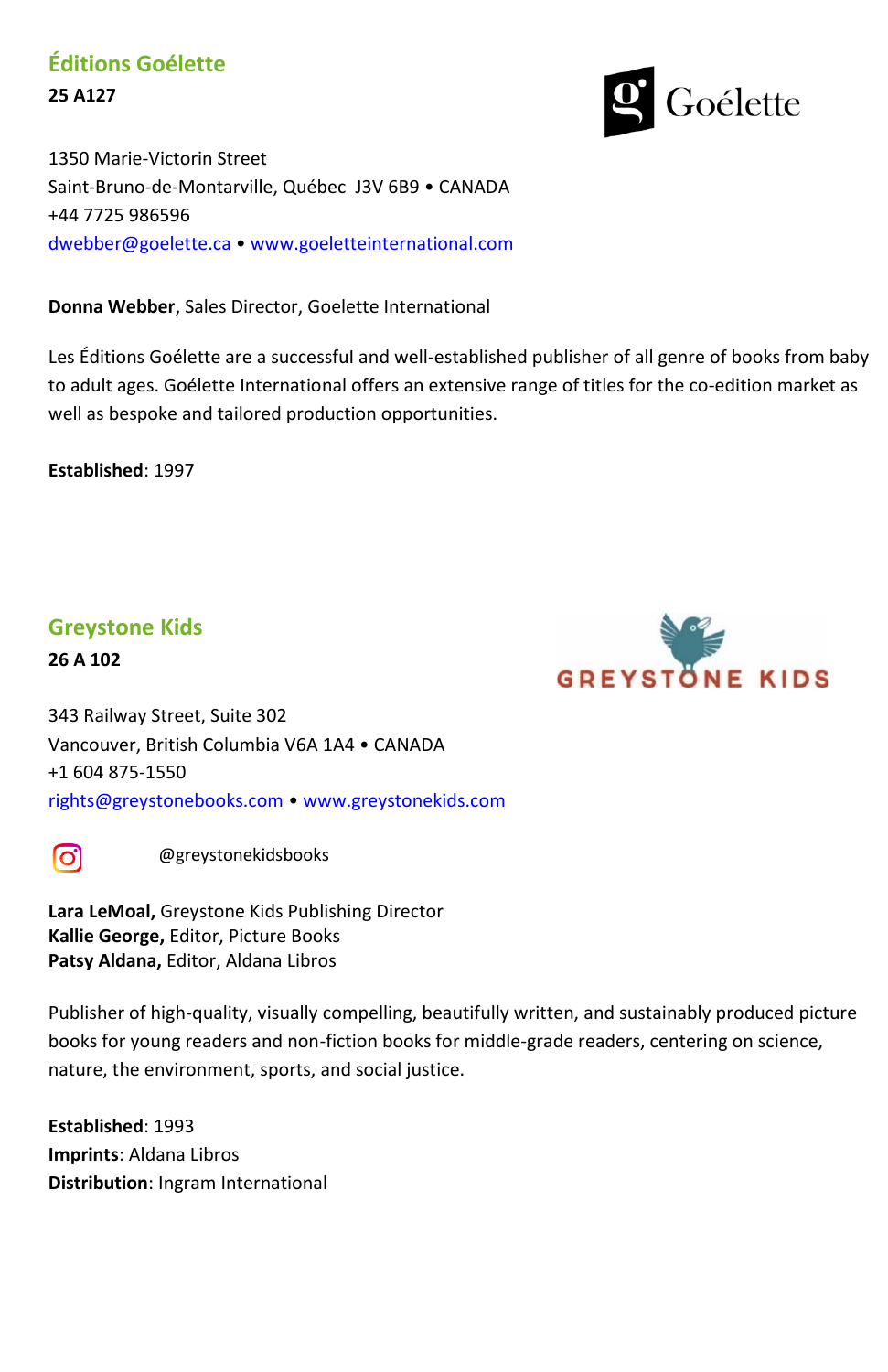## Éditions Goélette

**25 A127**

1350 Marie-Victorin Street
Saint-Bruno-de-Montarville, Québec  J3V 6B9 • CANADA
+44 7725 986596
dwebber@goelette.ca • www.goeletteinternational.com

**Donna Webber**, Sales Director, Goelette International

Les Éditions Goélette are a successful and well-established publisher of all genre of books from baby to adult ages. Goélette International offers an extensive range of titles for the co-edition market as well as bespoke and tailored production opportunities.

**Established**: 1997

## Greystone Kids

**26 A 102**

343 Railway Street, Suite 302
Vancouver, British Columbia V6A 1A4 • CANADA
+1 604 875-1550
rights@greystonebooks.com • www.greystonekids.com

@greystonekidsbooks

**Lara LeMoal,** Greystone Kids Publishing Director
**Kallie George,** Editor, Picture Books
**Patsy Aldana,** Editor, Aldana Libros

Publisher of high-quality, visually compelling, beautifully written, and sustainably produced picture books for young readers and non-fiction books for middle-grade readers, centering on science, nature, the environment, sports, and social justice.

**Established**: 1993
**Imprints**: Aldana Libros
**Distribution**: Ingram International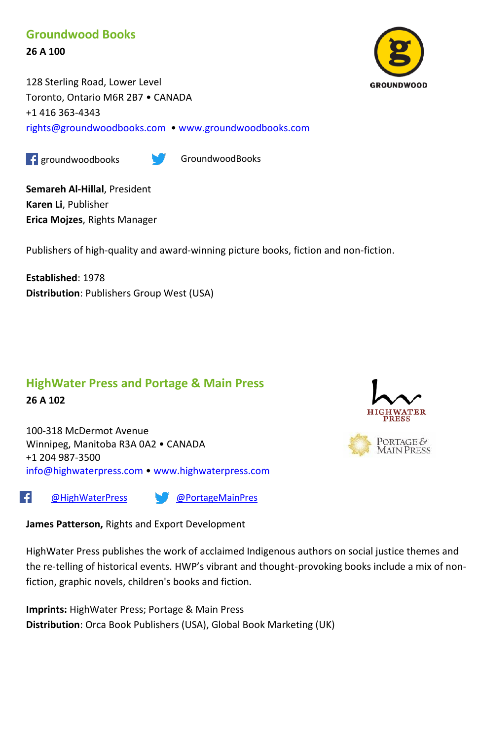## Groundwood Books

**26 A 100**

128 Sterling Road, Lower Level
Toronto, Ontario M6R 2B7 • CANADA
+1 416 363-4343
rights@groundwoodbooks.com • www.groundwoodbooks.com

groundwoodbooks GroundwoodBooks

**Semareh Al-Hillal**, President
**Karen Li**, Publisher
**Erica Mojzes**, Rights Manager

Publishers of high-quality and award-winning picture books, fiction and non-fiction.

**Established**: 1978
**Distribution**: Publishers Group West (USA)

## HighWater Press and Portage & Main Press

**26 A 102**

100-318 McDermot Avenue
Winnipeg, Manitoba R3A 0A2 • CANADA
+1 204 987-3500
info@highwaterpress.com • www.highwaterpress.com

@HighWaterPress @PortageMainPres

**James Patterson,** Rights and Export Development

HighWater Press publishes the work of acclaimed Indigenous authors on social justice themes and the re-telling of historical events. HWP's vibrant and thought-provoking books include a mix of non-fiction, graphic novels, children's books and fiction.

**Imprints:** HighWater Press; Portage & Main Press
**Distribution**: Orca Book Publishers (USA), Global Book Marketing (UK)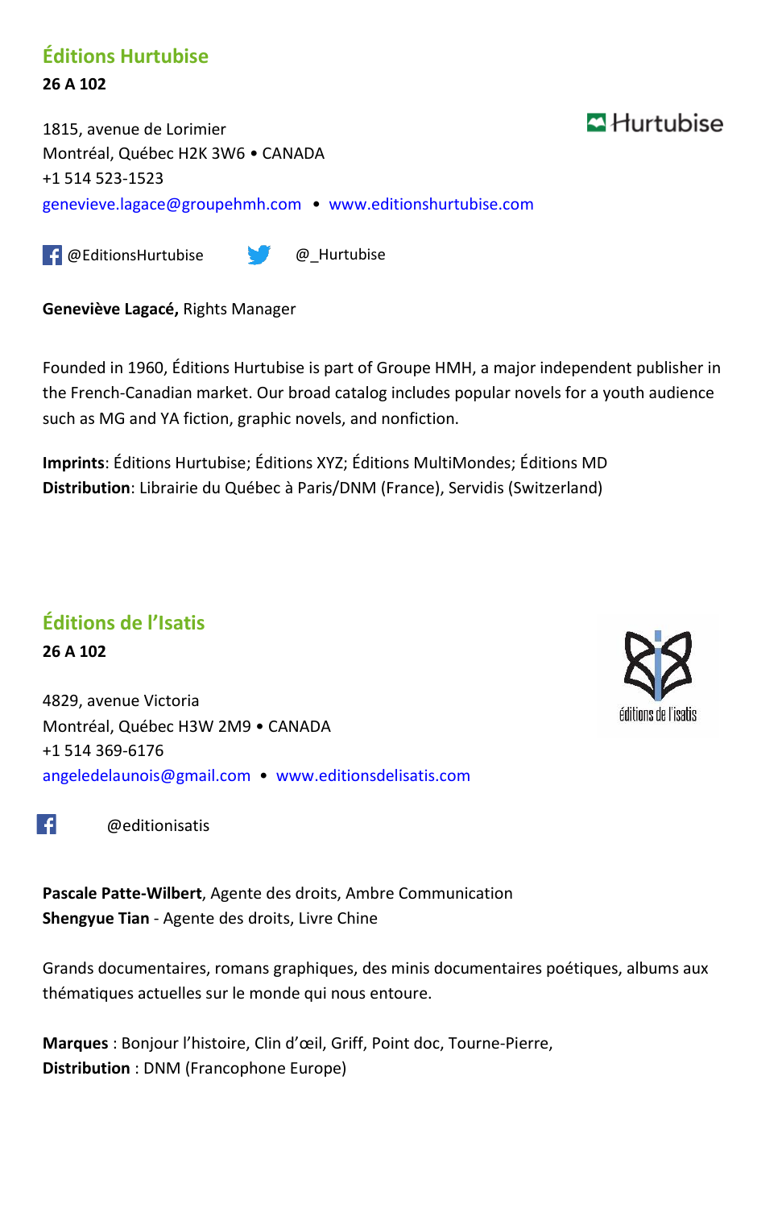## Éditions Hurtubise

**26 A 102**

1815, avenue de Lorimier
Montréal, Québec H2K 3W6 • CANADA
+1 514 523-1523
genevieve.lagace@groupehmh.com • www.editionshurtubise.com

@EditionsHurtubise @_Hurtubise

**Geneviève Lagacé,** Rights Manager

Founded in 1960, Éditions Hurtubise is part of Groupe HMH, a major independent publisher in the French-Canadian market. Our broad catalog includes popular novels for a youth audience such as MG and YA fiction, graphic novels, and nonfiction.

**Imprints**: Éditions Hurtubise; Éditions XYZ; Éditions MultiMondes; Éditions MD
**Distribution**: Librairie du Québec à Paris/DNM (France), Servidis (Switzerland)

## Éditions de l'Isatis

**26 A 102**

4829, avenue Victoria
Montréal, Québec H3W 2M9 • CANADA
+1 514 369-6176
angeledelaunois@gmail.com • www.editionsdelisatis.com

@editionisatis

**Pascale Patte-Wilbert**, Agente des droits, Ambre Communication
**Shengyue Tian** - Agente des droits, Livre Chine

Grands documentaires, romans graphiques, des minis documentaires poétiques, albums aux thématiques actuelles sur le monde qui nous entoure.

**Marques** : Bonjour l'histoire, Clin d'œil, Griff, Point doc, Tourne-Pierre,
**Distribution** : DNM (Francophone Europe)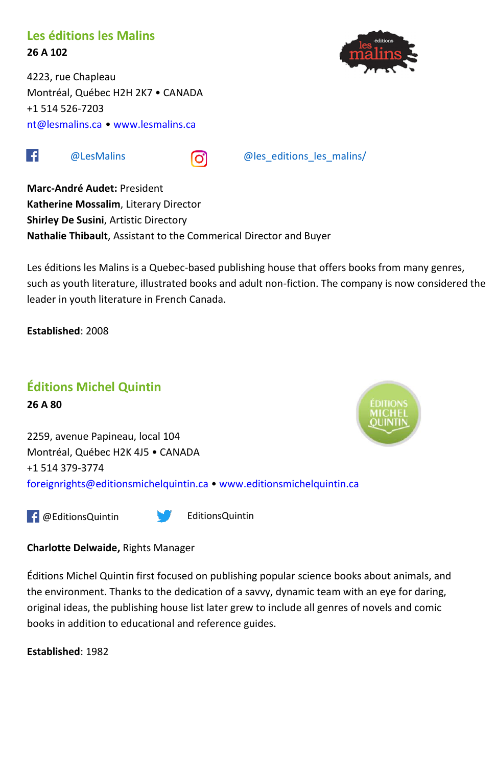## Les éditions les Malins

**26 A 102**

4223, rue Chapleau
Montréal, Québec H2H 2K7 • CANADA
+1 514 526-7203
nt@lesmalins.ca • www.lesmalins.ca

@LesMalins @les_editions_les_malins/

**Marc-André Audet:** President
**Katherine Mossalim**, Literary Director
**Shirley De Susini**, Artistic Directory
**Nathalie Thibault**, Assistant to the Commerical Director and Buyer

Les éditions les Malins is a Quebec-based publishing house that offers books from many genres, such as youth literature, illustrated books and adult non-fiction. The company is now considered the leader in youth literature in French Canada.

**Established**: 2008

## Éditions Michel Quintin

**26 A 80**

2259, avenue Papineau, local 104
Montréal, Québec H2K 4J5 • CANADA
+1 514 379-3774
foreignrights@editionsmichelquintin.ca • www.editionsmichelquintin.ca

@EditionsQuintin EditionsQuintin

**Charlotte Delwaide,** Rights Manager

Éditions Michel Quintin first focused on publishing popular science books about animals, and the environment. Thanks to the dedication of a savvy, dynamic team with an eye for daring, original ideas, the publishing house list later grew to include all genres of novels and comic books in addition to educational and reference guides.

**Established**: 1982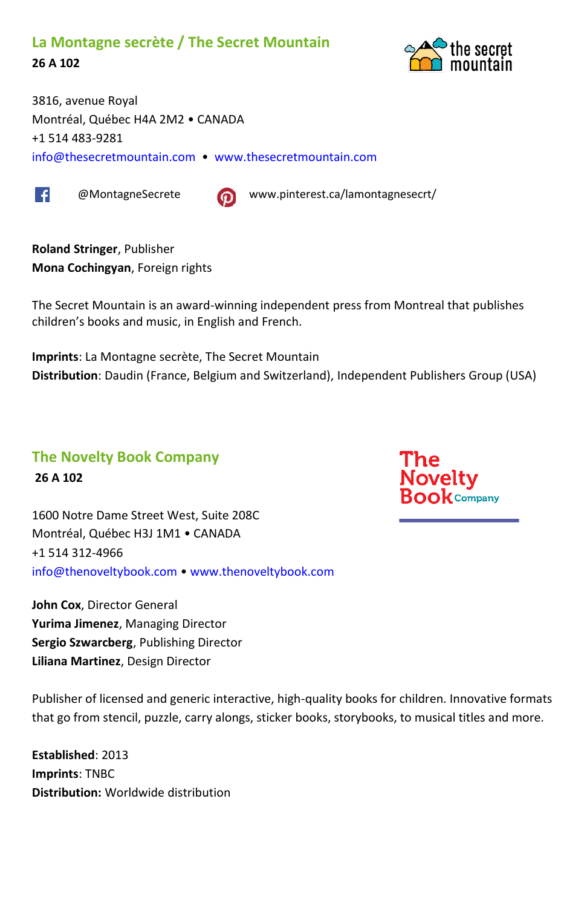## La Montagne secrète / The Secret Mountain

**26 A 102**

3816, avenue Royal
Montréal, Québec H4A 2M2 • CANADA
+1 514 483-9281
info@thesecretmountain.com • www.thesecretmountain.com

@MontagneSecrete www.pinterest.ca/lamontagnesecrt/

**Roland Stringer**, Publisher
**Mona Cochingyan**, Foreign rights

The Secret Mountain is an award-winning independent press from Montreal that publishes children's books and music, in English and French.

**Imprints**: La Montagne secrète, The Secret Mountain
**Distribution**: Daudin (France, Belgium and Switzerland), Independent Publishers Group (USA)

## The Novelty Book Company

**26 A 102**

1600 Notre Dame Street West, Suite 208C
Montréal, Québec H3J 1M1 • CANADA
+1 514 312-4966
info@thenoveltybook.com • www.thenoveltybook.com

**John Cox**, Director General
**Yurima Jimenez**, Managing Director
**Sergio Szwarcberg**, Publishing Director
**Liliana Martinez**, Design Director

Publisher of licensed and generic interactive, high-quality books for children. Innovative formats that go from stencil, puzzle, carry alongs, sticker books, storybooks, to musical titles and more.

**Established**: 2013
**Imprints**: TNBC
**Distribution:** Worldwide distribution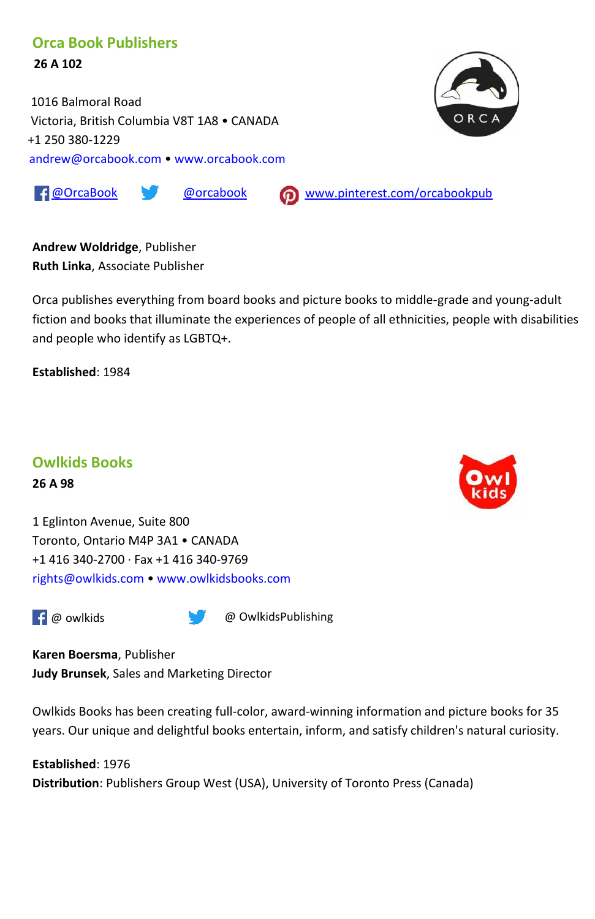## Orca Book Publishers

**26 A 102**

1016 Balmoral Road
Victoria, British Columbia V8T 1A8 • CANADA
+1 250 380-1229
andrew@orcabook.com • www.orcabook.com

@OrcaBook @orcabook www.pinterest.com/orcabookpub

**Andrew Woldridge**, Publisher
**Ruth Linka**, Associate Publisher

Orca publishes everything from board books and picture books to middle-grade and young-adult fiction and books that illuminate the experiences of people of all ethnicities, people with disabilities and people who identify as LGBTQ+.

**Established**: 1984

## Owlkids Books

**26 A 98**

1 Eglinton Avenue, Suite 800
Toronto, Ontario M4P 3A1 • CANADA
+1 416 340-2700 · Fax +1 416 340-9769
rights@owlkids.com • www.owlkidsbooks.com

@ owlkids @ OwlkidsPublishing

**Karen Boersma**, Publisher
**Judy Brunsek**, Sales and Marketing Director

Owlkids Books has been creating full-color, award-winning information and picture books for 35 years. Our unique and delightful books entertain, inform, and satisfy children's natural curiosity.

**Established**: 1976
**Distribution**: Publishers Group West (USA), University of Toronto Press (Canada)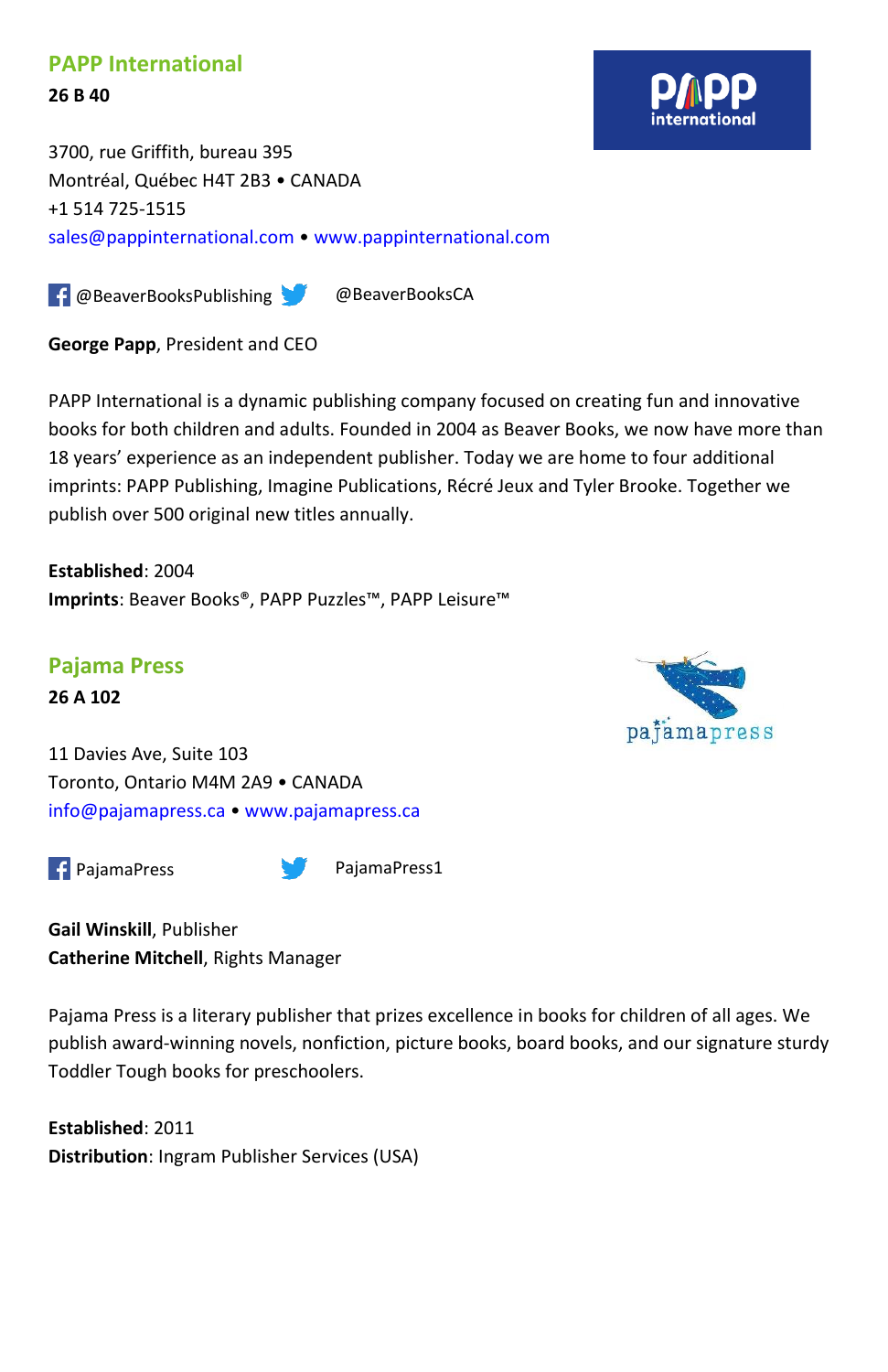## PAPP International

**26 B 40**

3700, rue Griffith, bureau 395
Montréal, Québec H4T 2B3 • CANADA
+1 514 725-1515
sales@pappinternational.com • www.pappinternational.com

@BeaverBooksPublishing @BeaverBooksCA

**George Papp**, President and CEO

PAPP International is a dynamic publishing company focused on creating fun and innovative books for both children and adults. Founded in 2004 as Beaver Books, we now have more than 18 years' experience as an independent publisher. Today we are home to four additional imprints: PAPP Publishing, Imagine Publications, Récré Jeux and Tyler Brooke. Together we publish over 500 original new titles annually.

**Established**: 2004
**Imprints**: Beaver Books®, PAPP Puzzles™, PAPP Leisure™

## Pajama Press

**26 A 102**

11 Davies Ave, Suite 103
Toronto, Ontario M4M 2A9 • CANADA
info@pajamapress.ca • www.pajamapress.ca

PajamaPress PajamaPress1

**Gail Winskill**, Publisher
**Catherine Mitchell**, Rights Manager

Pajama Press is a literary publisher that prizes excellence in books for children of all ages. We publish award-winning novels, nonfiction, picture books, board books, and our signature sturdy Toddler Tough books for preschoolers.

**Established**: 2011
**Distribution**: Ingram Publisher Services (USA)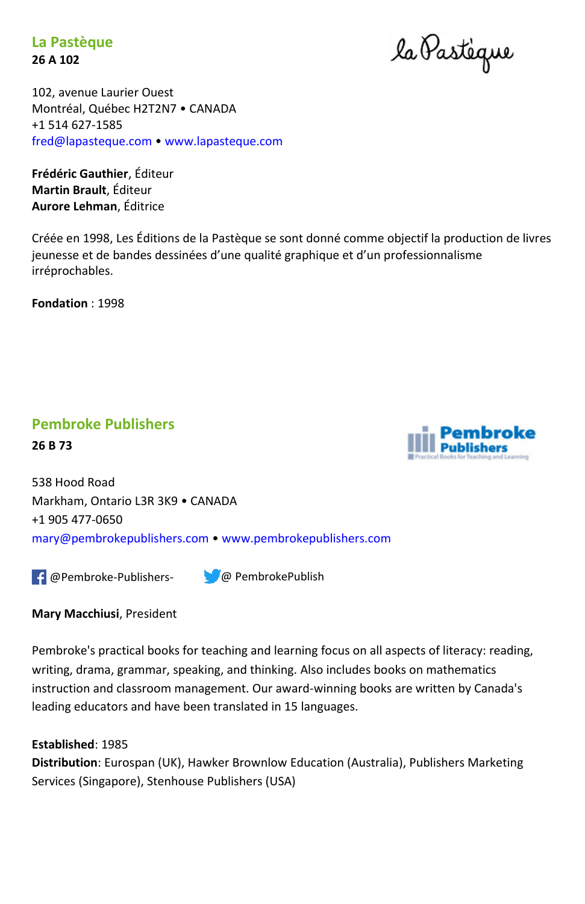## La Pastèque

**26 A 102**

102, avenue Laurier Ouest
Montréal, Québec H2T2N7 • CANADA
+1 514 627-1585
fred@lapasteque.com • www.lapasteque.com

**Frédéric Gauthier**, Éditeur
**Martin Brault**, Éditeur
**Aurore Lehman**, Éditrice

Créée en 1998, Les Éditions de la Pastèque se sont donné comme objectif la production de livres jeunesse et de bandes dessinées d'une qualité graphique et d'un professionnalisme irréprochables.

**Fondation** : 1998

## Pembroke Publishers

**26 B 73**

538 Hood Road
Markham, Ontario L3R 3K9 • CANADA
+1 905 477-0650
mary@pembrokepublishers.com • www.pembrokepublishers.com

@Pembroke-Publishers- @ PembrokePublish

**Mary Macchiusi**, President

Pembroke's practical books for teaching and learning focus on all aspects of literacy: reading, writing, drama, grammar, speaking, and thinking. Also includes books on mathematics instruction and classroom management. Our award-winning books are written by Canada's leading educators and have been translated in 15 languages.

**Established**: 1985
**Distribution**: Eurospan (UK), Hawker Brownlow Education (Australia), Publishers Marketing Services (Singapore), Stenhouse Publishers (USA)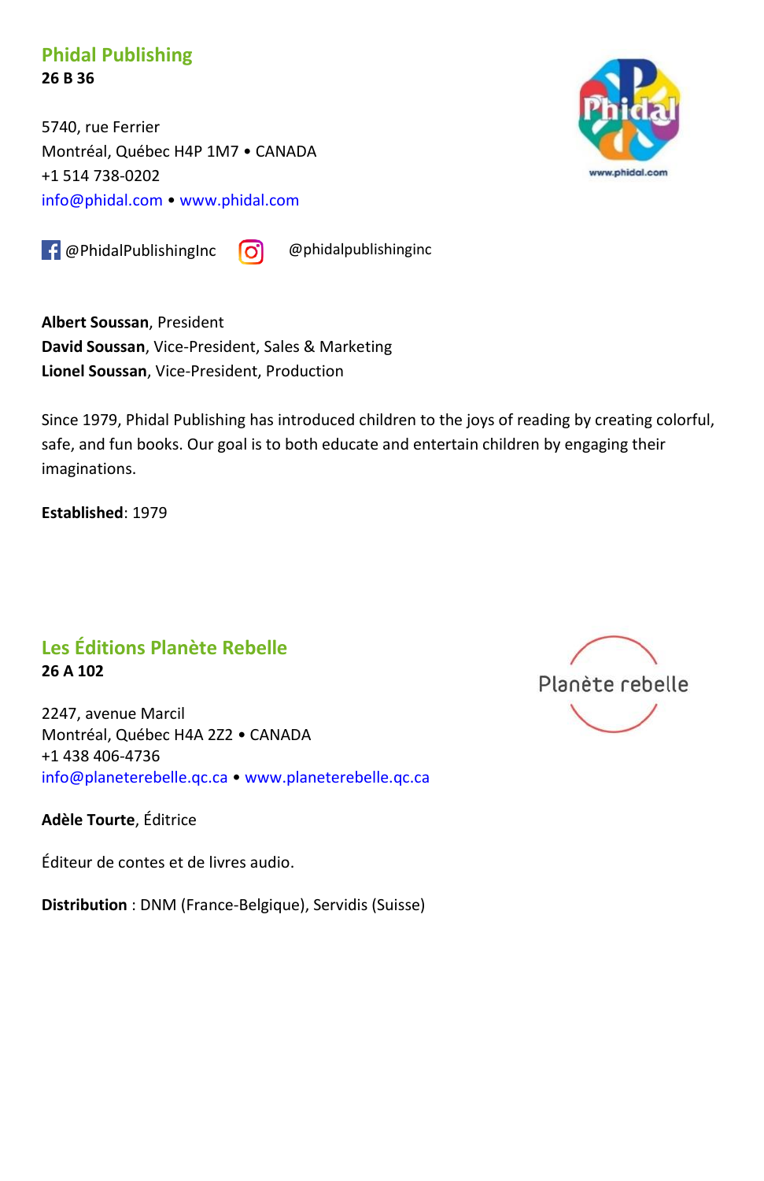## Phidal Publishing

**26 B 36**

5740, rue Ferrier
Montréal, Québec H4P 1M7 • CANADA
+1 514 738-0202
info@phidal.com • www.phidal.com

@PhidalPublishingInc @phidalpublishinginc

**Albert Soussan**, President
**David Soussan**, Vice-President, Sales & Marketing
**Lionel Soussan**, Vice-President, Production

Since 1979, Phidal Publishing has introduced children to the joys of reading by creating colorful, safe, and fun books. Our goal is to both educate and entertain children by engaging their imaginations.

**Established**: 1979

## Les Éditions Planète Rebelle

**26 A 102**

2247, avenue Marcil
Montréal, Québec H4A 2Z2 • CANADA
+1 438 406-4736
info@planeterebelle.qc.ca • www.planeterebelle.qc.ca

**Adèle Tourte**, Éditrice

Éditeur de contes et de livres audio.

**Distribution** : DNM (France-Belgique), Servidis (Suisse)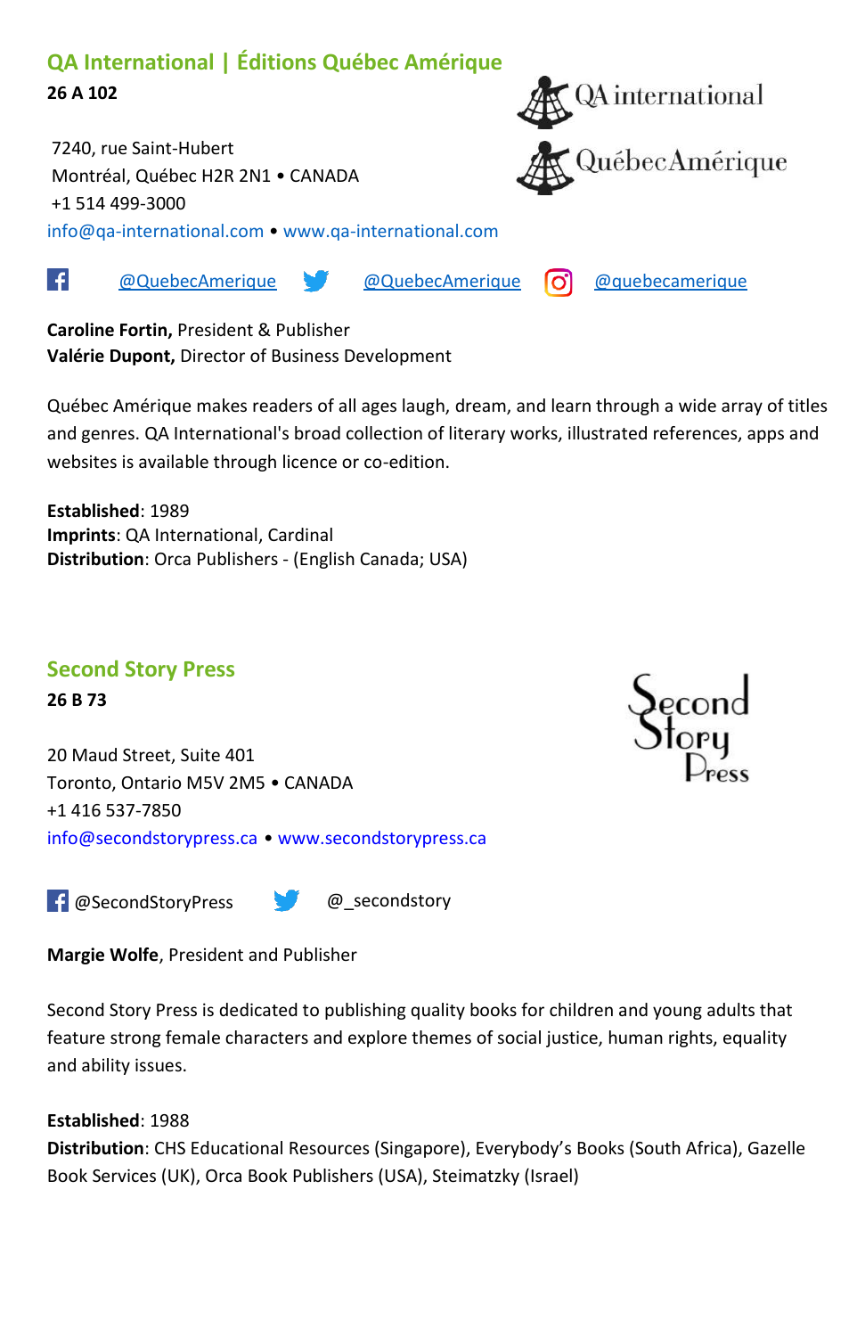## QA International | Éditions Québec Amérique

**26 A 102**

7240, rue Saint-Hubert
Montréal, Québec H2R 2N1 • CANADA
+1 514 499-3000
info@qa-international.com • www.qa-international.com

@QuebecAmerique @QuebecAmerique @quebecamerique

**Caroline Fortin,** President & Publisher
**Valérie Dupont,** Director of Business Development

Québec Amérique makes readers of all ages laugh, dream, and learn through a wide array of titles and genres. QA International's broad collection of literary works, illustrated references, apps and websites is available through licence or co-edition.

**Established**: 1989
**Imprints**: QA International, Cardinal
**Distribution**: Orca Publishers - (English Canada; USA)

## Second Story Press

**26 B 73**

20 Maud Street, Suite 401
Toronto, Ontario M5V 2M5 • CANADA
+1 416 537-7850
info@secondstorypress.ca • www.secondstorypress.ca

@SecondStoryPress @_secondstory

**Margie Wolfe**, President and Publisher

Second Story Press is dedicated to publishing quality books for children and young adults that feature strong female characters and explore themes of social justice, human rights, equality and ability issues.

**Established**: 1988
**Distribution**: CHS Educational Resources (Singapore), Everybody's Books (South Africa), Gazelle Book Services (UK), Orca Book Publishers (USA), Steimatzky (Israel)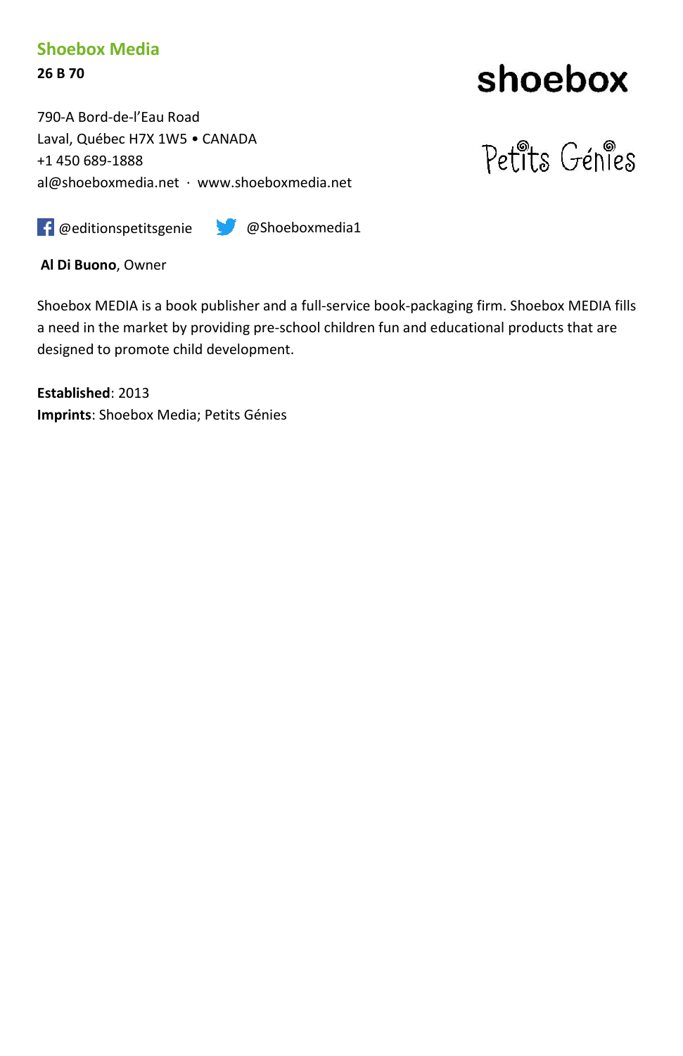## Shoebox Media

**26 B 70**

790-A Bord-de-l'Eau Road
Laval, Québec H7X 1W5 • CANADA
+1 450 689-1888
al@shoeboxmedia.net · www.shoeboxmedia.net

@editionspetitsgenie @Shoeboxmedia1

**Al Di Buono**, Owner

Shoebox MEDIA is a book publisher and a full-service book-packaging firm. Shoebox MEDIA fills a need in the market by providing pre-school children fun and educational products that are designed to promote child development.

**Established**: 2013
**Imprints**: Shoebox Media; Petits Génies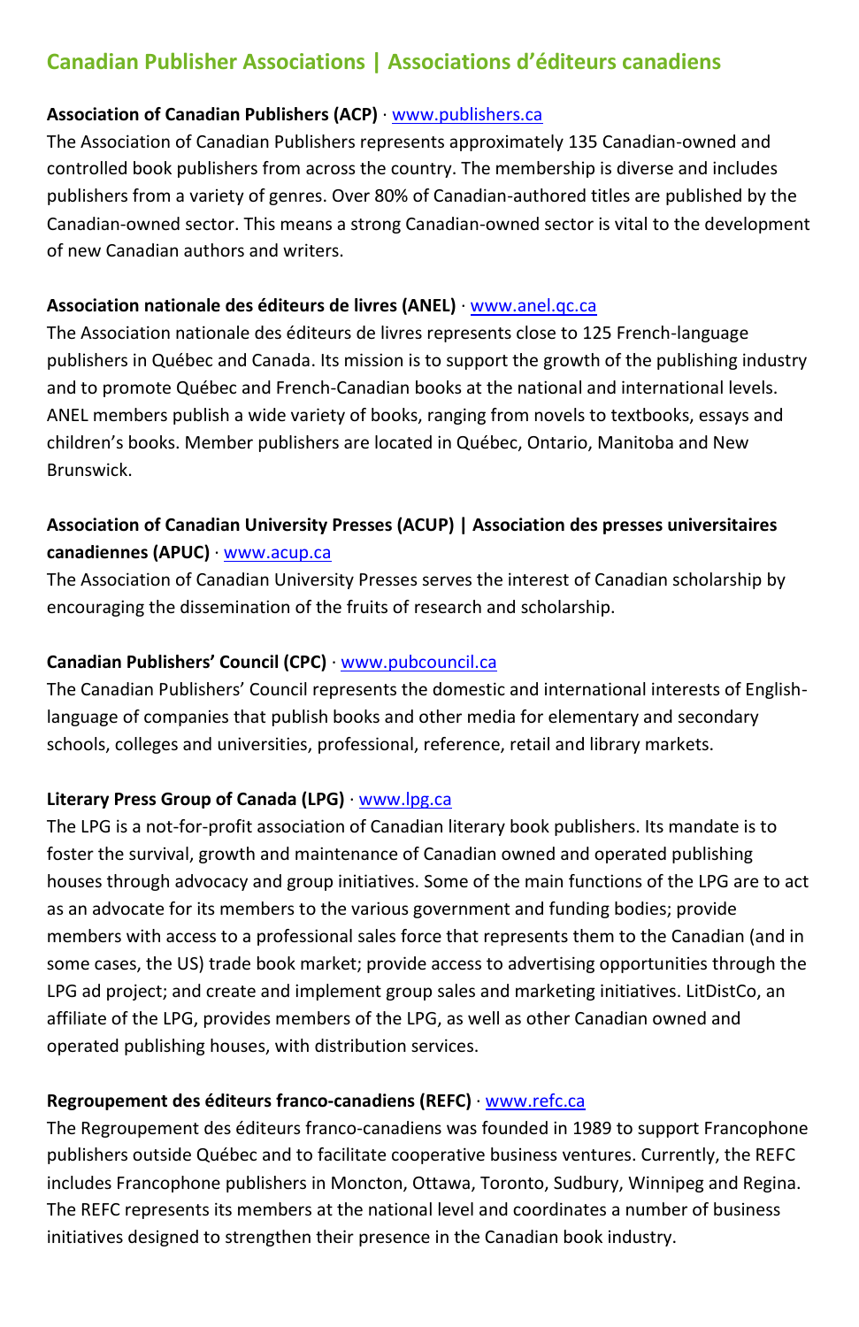## Canadian Publisher Associations | Associations d'éditeurs canadiens

**Association of Canadian Publishers (ACP)** · www.publishers.ca
The Association of Canadian Publishers represents approximately 135 Canadian-owned and controlled book publishers from across the country. The membership is diverse and includes publishers from a variety of genres. Over 80% of Canadian-authored titles are published by the Canadian-owned sector. This means a strong Canadian-owned sector is vital to the development of new Canadian authors and writers.

**Association nationale des éditeurs de livres (ANEL)** · www.anel.qc.ca
The Association nationale des éditeurs de livres represents close to 125 French-language publishers in Québec and Canada. Its mission is to support the growth of the publishing industry and to promote Québec and French-Canadian books at the national and international levels. ANEL members publish a wide variety of books, ranging from novels to textbooks, essays and children's books. Member publishers are located in Québec, Ontario, Manitoba and New Brunswick.

**Association of Canadian University Presses (ACUP) | Association des presses universitaires canadiennes (APUC)** · www.acup.ca
The Association of Canadian University Presses serves the interest of Canadian scholarship by encouraging the dissemination of the fruits of research and scholarship.

**Canadian Publishers' Council (CPC)** · www.pubcouncil.ca
The Canadian Publishers' Council represents the domestic and international interests of English-language of companies that publish books and other media for elementary and secondary schools, colleges and universities, professional, reference, retail and library markets.

**Literary Press Group of Canada (LPG)** · www.lpg.ca
The LPG is a not-for-profit association of Canadian literary book publishers. Its mandate is to foster the survival, growth and maintenance of Canadian owned and operated publishing houses through advocacy and group initiatives. Some of the main functions of the LPG are to act as an advocate for its members to the various government and funding bodies; provide members with access to a professional sales force that represents them to the Canadian (and in some cases, the US) trade book market; provide access to advertising opportunities through the LPG ad project; and create and implement group sales and marketing initiatives. LitDistCo, an affiliate of the LPG, provides members of the LPG, as well as other Canadian owned and operated publishing houses, with distribution services.

**Regroupement des éditeurs franco-canadiens (REFC)** · www.refc.ca
The Regroupement des éditeurs franco-canadiens was founded in 1989 to support Francophone publishers outside Québec and to facilitate cooperative business ventures. Currently, the REFC includes Francophone publishers in Moncton, Ottawa, Toronto, Sudbury, Winnipeg and Regina. The REFC represents its members at the national level and coordinates a number of business initiatives designed to strengthen their presence in the Canadian book industry.